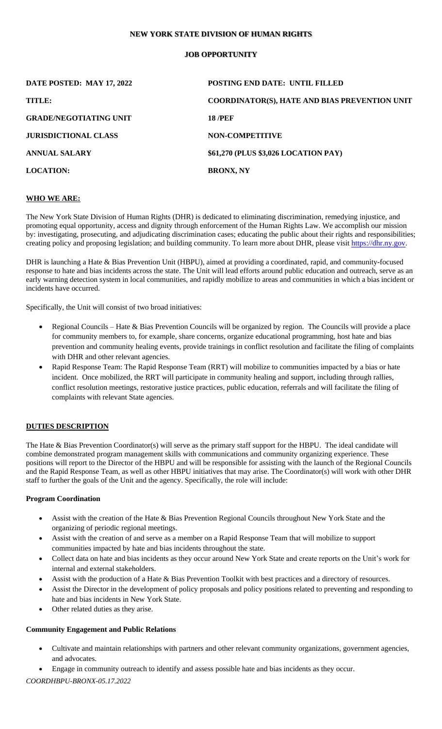# NEW YORK STATE DIVISION OF HUMAN RIGHTS

## JOB OPPORTUNITY

| | |
|---|---|
| **DATE POSTED: MAY 17, 2022** | **POSTING END DATE: UNTIL FILLED** |
| **TITLE:** | **COORDINATOR(S), HATE AND BIAS PREVENTION UNIT** |
| **GRADE/NEGOTIATING UNIT** | **18 /PEF** |
| **JURISDICTIONAL CLASS** | **NON-COMPETITIVE** |
| **ANNUAL SALARY** | **$61,270 (PLUS $3,026 LOCATION PAY)** |
| **LOCATION:** | **BRONX, NY** |

### WHO WE ARE:

The New York State Division of Human Rights (DHR) is dedicated to eliminating discrimination, remedying injustice, and promoting equal opportunity, access and dignity through enforcement of the Human Rights Law. We accomplish our mission by: investigating, prosecuting, and adjudicating discrimination cases; educating the public about their rights and responsibilities; creating policy and proposing legislation; and building community. To learn more about DHR, please visit https://dhr.ny.gov.

DHR is launching a Hate & Bias Prevention Unit (HBPU), aimed at providing a coordinated, rapid, and community-focused response to hate and bias incidents across the state. The Unit will lead efforts around public education and outreach, serve as an early warning detection system in local communities, and rapidly mobilize to areas and communities in which a bias incident or incidents have occurred.

Specifically, the Unit will consist of two broad initiatives:

- Regional Councils – Hate & Bias Prevention Councils will be organized by region. The Councils will provide a place for community members to, for example, share concerns, organize educational programming, host hate and bias prevention and community healing events, provide trainings in conflict resolution and facilitate the filing of complaints with DHR and other relevant agencies.
- Rapid Response Team: The Rapid Response Team (RRT) will mobilize to communities impacted by a bias or hate incident. Once mobilized, the RRT will participate in community healing and support, including through rallies, conflict resolution meetings, restorative justice practices, public education, referrals and will facilitate the filing of complaints with relevant State agencies.

### DUTIES DESCRIPTION

The Hate & Bias Prevention Coordinator(s) will serve as the primary staff support for the HBPU. The ideal candidate will combine demonstrated program management skills with communications and community organizing experience. These positions will report to the Director of the HBPU and will be responsible for assisting with the launch of the Regional Councils and the Rapid Response Team, as well as other HBPU initiatives that may arise. The Coordinator(s) will work with other DHR staff to further the goals of the Unit and the agency. Specifically, the role will include:

#### Program Coordination

- Assist with the creation of the Hate & Bias Prevention Regional Councils throughout New York State and the organizing of periodic regional meetings.
- Assist with the creation of and serve as a member on a Rapid Response Team that will mobilize to support communities impacted by hate and bias incidents throughout the state.
- Collect data on hate and bias incidents as they occur around New York State and create reports on the Unit's work for internal and external stakeholders.
- Assist with the production of a Hate & Bias Prevention Toolkit with best practices and a directory of resources.
- Assist the Director in the development of policy proposals and policy positions related to preventing and responding to hate and bias incidents in New York State.
- Other related duties as they arise.

#### Community Engagement and Public Relations

- Cultivate and maintain relationships with partners and other relevant community organizations, government agencies, and advocates.
- Engage in community outreach to identify and assess possible hate and bias incidents as they occur.

*COORDHBPU-BRONX-05.17.2022*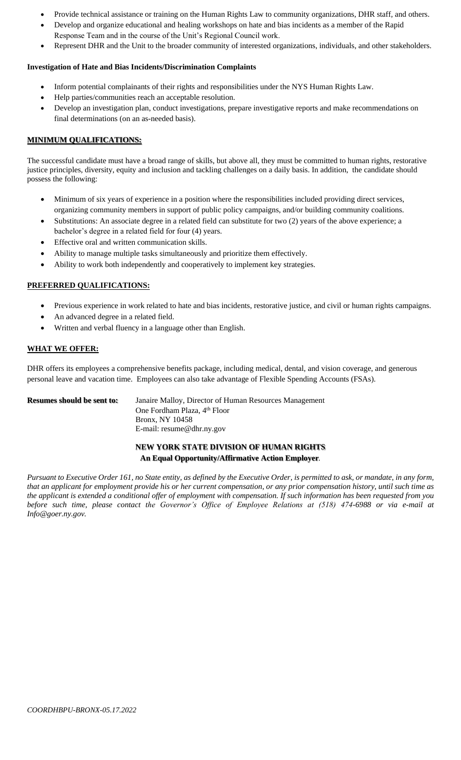- Provide technical assistance or training on the Human Rights Law to community organizations, DHR staff, and others.
- Develop and organize educational and healing workshops on hate and bias incidents as a member of the Rapid Response Team and in the course of the Unit's Regional Council work.
- Represent DHR and the Unit to the broader community of interested organizations, individuals, and other stakeholders.

**Investigation of Hate and Bias Incidents/Discrimination Complaints**

- Inform potential complainants of their rights and responsibilities under the NYS Human Rights Law.
- Help parties/communities reach an acceptable resolution.
- Develop an investigation plan, conduct investigations, prepare investigative reports and make recommendations on final determinations (on an as-needed basis).

## MINIMUM QUALIFICATIONS:

The successful candidate must have a broad range of skills, but above all, they must be committed to human rights, restorative justice principles, diversity, equity and inclusion and tackling challenges on a daily basis. In addition, the candidate should possess the following:

- Minimum of six years of experience in a position where the responsibilities included providing direct services, organizing community members in support of public policy campaigns, and/or building community coalitions.
- Substitutions: An associate degree in a related field can substitute for two (2) years of the above experience; a bachelor's degree in a related field for four (4) years.
- Effective oral and written communication skills.
- Ability to manage multiple tasks simultaneously and prioritize them effectively.
- Ability to work both independently and cooperatively to implement key strategies.

## PREFERRED QUALIFICATIONS:

- Previous experience in work related to hate and bias incidents, restorative justice, and civil or human rights campaigns.
- An advanced degree in a related field.
- Written and verbal fluency in a language other than English.

## WHAT WE OFFER:

DHR offers its employees a comprehensive benefits package, including medical, dental, and vision coverage, and generous personal leave and vacation time. Employees can also take advantage of Flexible Spending Accounts (FSAs).

**Resumes should be sent to:** Janaire Malloy, Director of Human Resources Management
One Fordham Plaza, 4th Floor
Bronx, NY 10458
E-mail: resume@dhr.ny.gov

**NEW YORK STATE DIVISION OF HUMAN RIGHTS**
**An Equal Opportunity/Affirmative Action Employer**.

*Pursuant to Executive Order 161, no State entity, as defined by the Executive Order, is permitted to ask, or mandate, in any form, that an applicant for employment provide his or her current compensation, or any prior compensation history, until such time as the applicant is extended a conditional offer of employment with compensation. If such information has been requested from you before such time, please contact the Governor's Office of Employee Relations at (518) 474-6988 or via e-mail at Info@goer.ny.gov.*

*COORDHBPU-BRONX-05.17.2022*